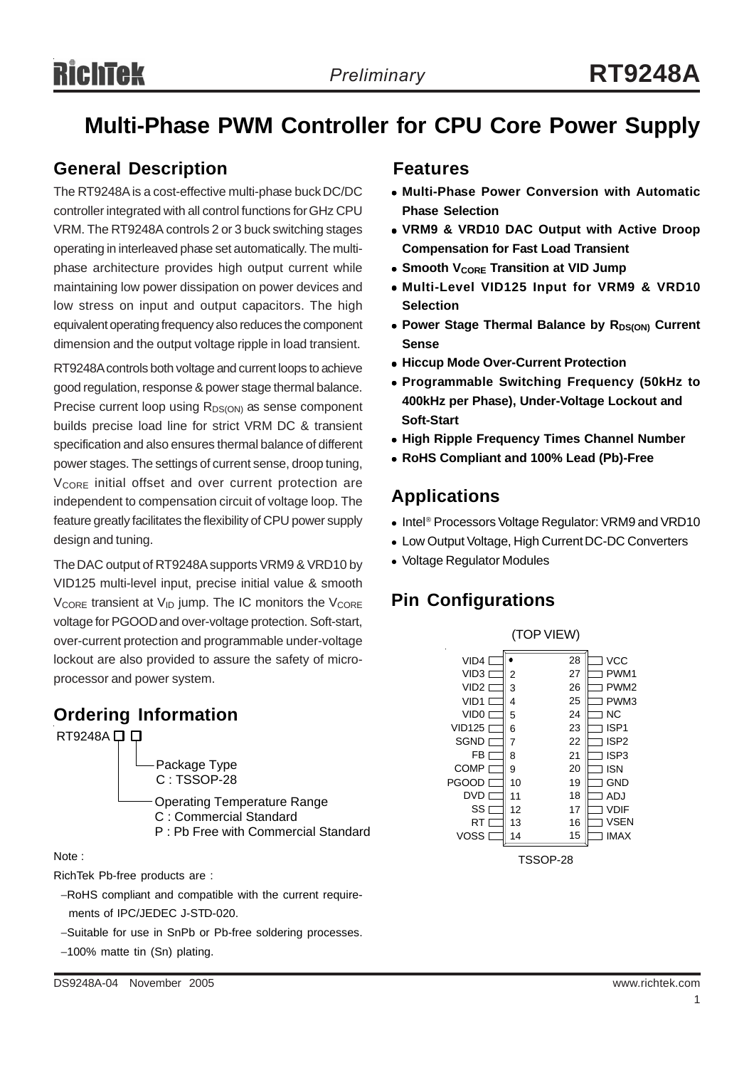# Multi-Phase PWM Controller for CPU Core Power Supply

## General Description

The RT9248A is a cost-effective multi-phase buck DC/DC controller integrated with all control functions for GHz CPU VRM. The RT9248A controls 2 or 3 buck switching stages operating in interleaved phase set automatically. The multi-phase architecture provides high output current while maintaining low power dissipation on power devices and low stress on input and output capacitors. The high equivalent operating frequency also reduces the component dimension and the output voltage ripple in load transient.

RT9248A controls both voltage and current loops to achieve good regulation, response & power stage thermal balance. Precise current loop using $R_{DS(ON)}$ as sense component builds precise load line for strict VRM DC & transient specification and also ensures thermal balance of different power stages. The settings of current sense, droop tuning, $V_{CORE}$ initial offset and over current protection are independent to compensation circuit of voltage loop. The feature greatly facilitates the flexibility of CPU power supply design and tuning.

The DAC output of RT9248A supports VRM9 & VRD10 by VID125 multi-level input, precise initial value & smooth $V_{CORE}$ transient at $V_{ID}$ jump. The IC monitors the $V_{CORE}$ voltage for PGOOD and over-voltage protection. Soft-start, over-current protection and programmable under-voltage lockout are also provided to assure the safety of microprocessor and power system.

## Ordering Information

RT9248A □ □

- Package Type
  - C : TSSOP-28
- Operating Temperature Range
  - C : Commercial Standard
  - P : Pb Free with Commercial Standard

Note :

RichTek Pb-free products are :

- RoHS compliant and compatible with the current requirements of IPC/JEDEC J-STD-020.
- Suitable for use in SnPb or Pb-free soldering processes.
- 100% matte tin (Sn) plating.

## Features

- **Multi-Phase Power Conversion with Automatic Phase Selection**
- **VRM9 & VRD10 DAC Output with Active Droop Compensation for Fast Load Transient**
- **Smooth $V_{CORE}$ Transition at VID Jump**
- **Multi-Level VID125 Input for VRM9 & VRD10 Selection**
- **Power Stage Thermal Balance by $R_{DS(ON)}$ Current Sense**
- **Hiccup Mode Over-Current Protection**
- **Programmable Switching Frequency (50kHz to 400kHz per Phase), Under-Voltage Lockout and Soft-Start**
- **High Ripple Frequency Times Channel Number**
- **RoHS Compliant and 100% Lead (Pb)-Free**

## Applications

- Intel® Processors Voltage Regulator: VRM9 and VRD10
- Low Output Voltage, High Current DC-DC Converters
- Voltage Regulator Modules

## Pin Configurations

(TOP VIEW)

| Pin | Name | Pin | Name |
|---|---|---|---|
| 1 | VID4 | 28 | VCC |
| 2 | VID3 | 27 | PWM1 |
| 3 | VID2 | 26 | PWM2 |
| 4 | VID1 | 25 | PWM3 |
| 5 | VID0 | 24 | NC |
| 6 | VID125 | 23 | ISP1 |
| 7 | SGND | 22 | ISP2 |
| 8 | FB | 21 | ISP3 |
| 9 | COMP | 20 | ISN |
| 10 | PGOOD | 19 | GND |
| 11 | DVD | 18 | ADJ |
| 12 | SS | 17 | VDIF |
| 13 | RT | 16 | VSEN |
| 14 | VOSS | 15 | IMAX |

TSSOP-28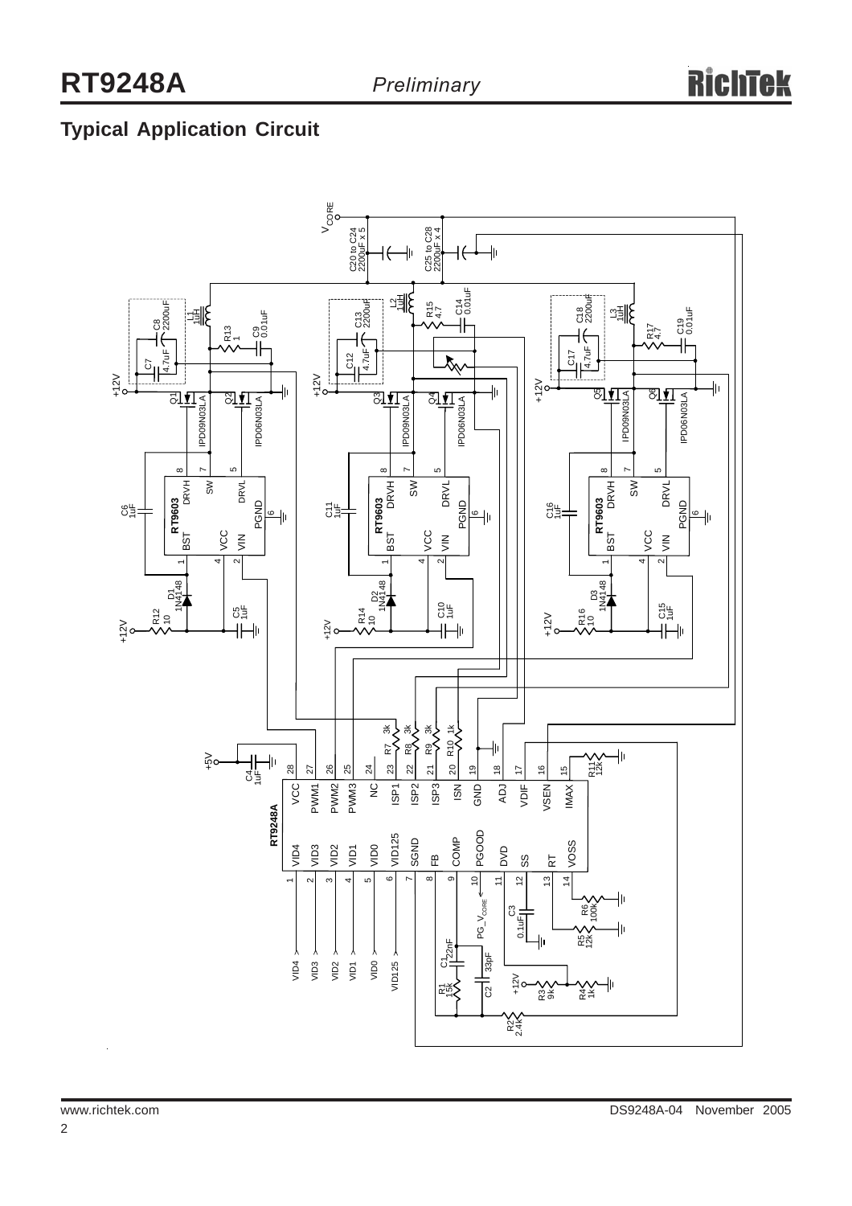## Typical Application Circuit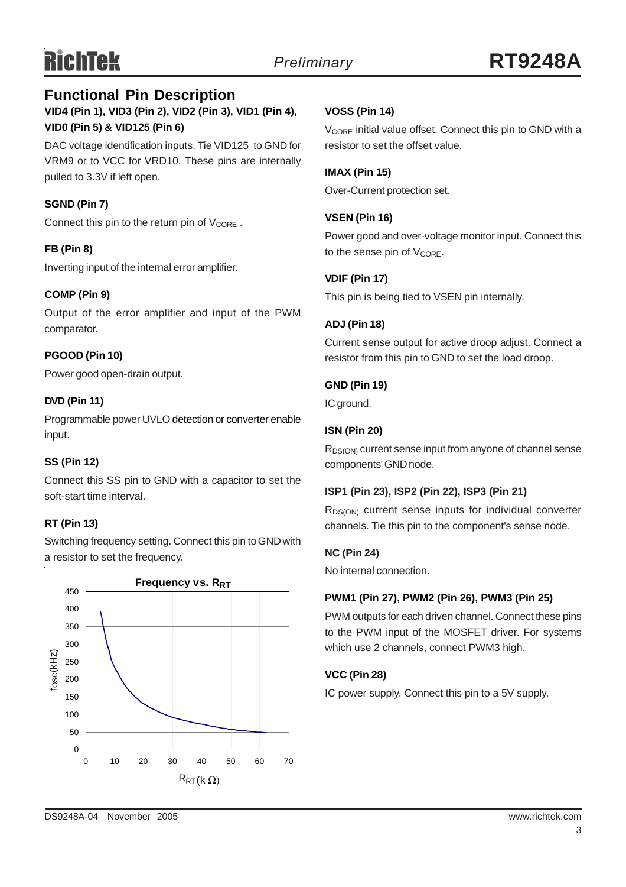## Functional Pin Description

**VID4 (Pin 1), VID3 (Pin 2), VID2 (Pin 3), VID1 (Pin 4), VID0 (Pin 5) & VID125 (Pin 6)**

DAC voltage identification inputs. Tie VID125 to GND for VRM9 or to VCC for VRD10. These pins are internally pulled to 3.3V if left open.

**SGND (Pin 7)**

Connect this pin to the return pin of $V_{CORE}$ .

**FB (Pin 8)**

Inverting input of the internal error amplifier.

**COMP (Pin 9)**

Output of the error amplifier and input of the PWM comparator.

**PGOOD (Pin 10)**

Power good open-drain output.

**DVD (Pin 11)**

Programmable power UVLO detection or converter enable input.

**SS (Pin 12)**

Connect this SS pin to GND with a capacitor to set the soft-start time interval.

**RT (Pin 13)**

Switching frequency setting. Connect this pin to GND with a resistor to set the frequency.

**Frequency vs. $R_{RT}$**

(Graph: $f_{OSC}$ (kHz), 0 to 450, vs. $R_{RT}$ (k Ω), 0 to 70)

**VOSS (Pin 14)**

$V_{CORE}$ initial value offset. Connect this pin to GND with a resistor to set the offset value.

**IMAX (Pin 15)**

Over-Current protection set.

**VSEN (Pin 16)**

Power good and over-voltage monitor input. Connect this to the sense pin of $V_{CORE}$.

**VDIF (Pin 17)**

This pin is being tied to VSEN pin internally.

**ADJ (Pin 18)**

Current sense output for active droop adjust. Connect a resistor from this pin to GND to set the load droop.

**GND (Pin 19)**

IC ground.

**ISN (Pin 20)**

$R_{DS(ON)}$ current sense input from anyone of channel sense components' GND node.

**ISP1 (Pin 23), ISP2 (Pin 22), ISP3 (Pin 21)**

$R_{DS(ON)}$ current sense inputs for individual converter channels. Tie this pin to the component's sense node.

**NC (Pin 24)**

No internal connection.

**PWM1 (Pin 27), PWM2 (Pin 26), PWM3 (Pin 25)**

PWM outputs for each driven channel. Connect these pins to the PWM input of the MOSFET driver. For systems which use 2 channels, connect PWM3 high.

**VCC (Pin 28)**

IC power supply. Connect this pin to a 5V supply.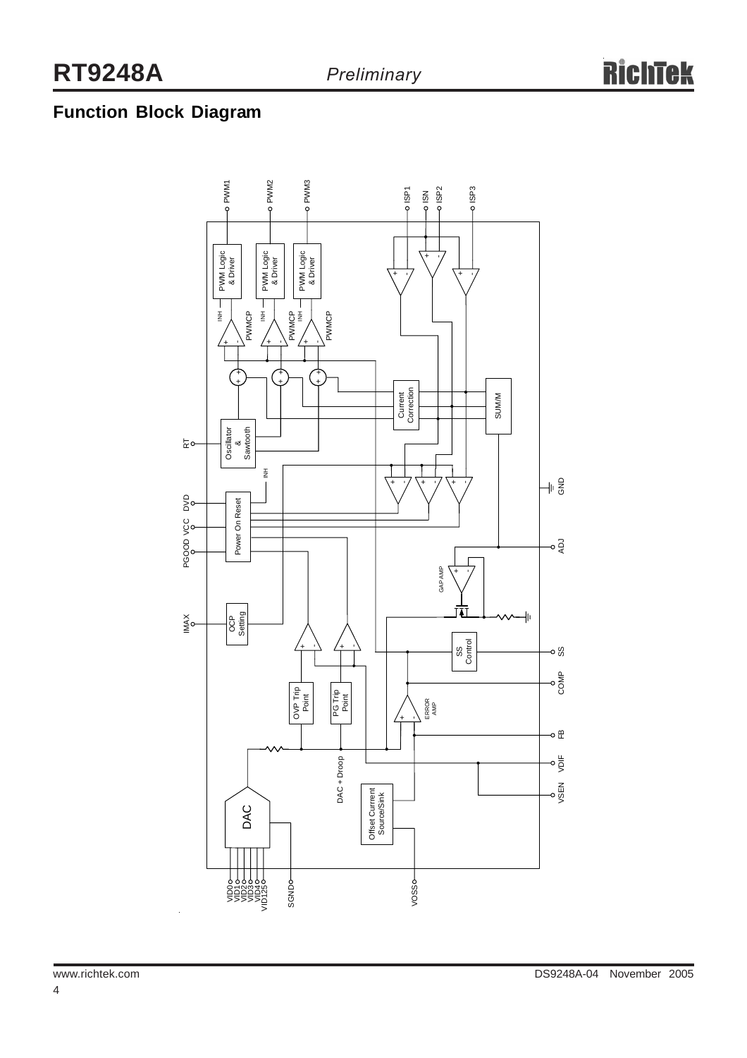## Function Block Diagram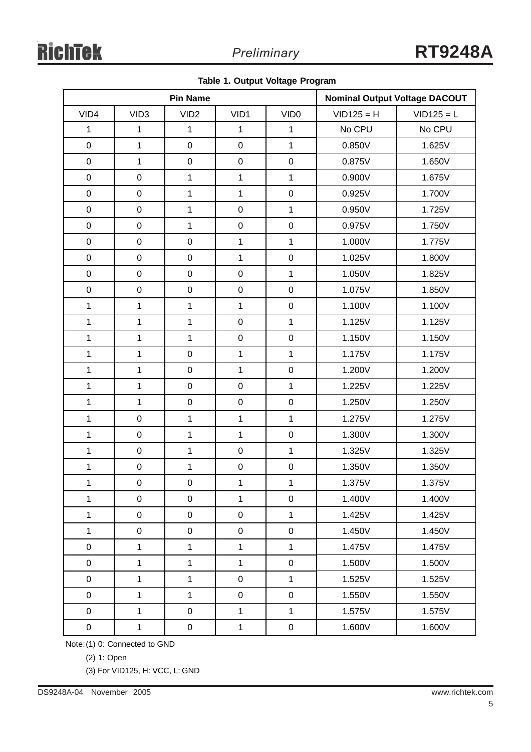**Table 1. Output Voltage Program**

| Pin Name | | | | | Nominal Output Voltage DACOUT | |
|---|---|---|---|---|---|---|
| VID4 | VID3 | VID2 | VID1 | VID0 | VID125 = H | VID125 = L |
| 1 | 1 | 1 | 1 | 1 | No CPU | No CPU |
| 0 | 1 | 0 | 0 | 1 | 0.850V | 1.625V |
| 0 | 1 | 0 | 0 | 0 | 0.875V | 1.650V |
| 0 | 0 | 1 | 1 | 1 | 0.900V | 1.675V |
| 0 | 0 | 1 | 1 | 0 | 0.925V | 1.700V |
| 0 | 0 | 1 | 0 | 1 | 0.950V | 1.725V |
| 0 | 0 | 1 | 0 | 0 | 0.975V | 1.750V |
| 0 | 0 | 0 | 1 | 1 | 1.000V | 1.775V |
| 0 | 0 | 0 | 1 | 0 | 1.025V | 1.800V |
| 0 | 0 | 0 | 0 | 1 | 1.050V | 1.825V |
| 0 | 0 | 0 | 0 | 0 | 1.075V | 1.850V |
| 1 | 1 | 1 | 1 | 0 | 1.100V | 1.100V |
| 1 | 1 | 1 | 0 | 1 | 1.125V | 1.125V |
| 1 | 1 | 1 | 0 | 0 | 1.150V | 1.150V |
| 1 | 1 | 0 | 1 | 1 | 1.175V | 1.175V |
| 1 | 1 | 0 | 1 | 0 | 1.200V | 1.200V |
| 1 | 1 | 0 | 0 | 1 | 1.225V | 1.225V |
| 1 | 1 | 0 | 0 | 0 | 1.250V | 1.250V |
| 1 | 0 | 1 | 1 | 1 | 1.275V | 1.275V |
| 1 | 0 | 1 | 1 | 0 | 1.300V | 1.300V |
| 1 | 0 | 1 | 0 | 1 | 1.325V | 1.325V |
| 1 | 0 | 1 | 0 | 0 | 1.350V | 1.350V |
| 1 | 0 | 0 | 1 | 1 | 1.375V | 1.375V |
| 1 | 0 | 0 | 1 | 0 | 1.400V | 1.400V |
| 1 | 0 | 0 | 0 | 1 | 1.425V | 1.425V |
| 1 | 0 | 0 | 0 | 0 | 1.450V | 1.450V |
| 0 | 1 | 1 | 1 | 1 | 1.475V | 1.475V |
| 0 | 1 | 1 | 1 | 0 | 1.500V | 1.500V |
| 0 | 1 | 1 | 0 | 1 | 1.525V | 1.525V |
| 0 | 1 | 1 | 0 | 0 | 1.550V | 1.550V |
| 0 | 1 | 0 | 1 | 1 | 1.575V | 1.575V |
| 0 | 1 | 0 | 1 | 0 | 1.600V | 1.600V |

Note: (1) 0: Connected to GND

(2) 1: Open

(3) For VID125, H: VCC, L: GND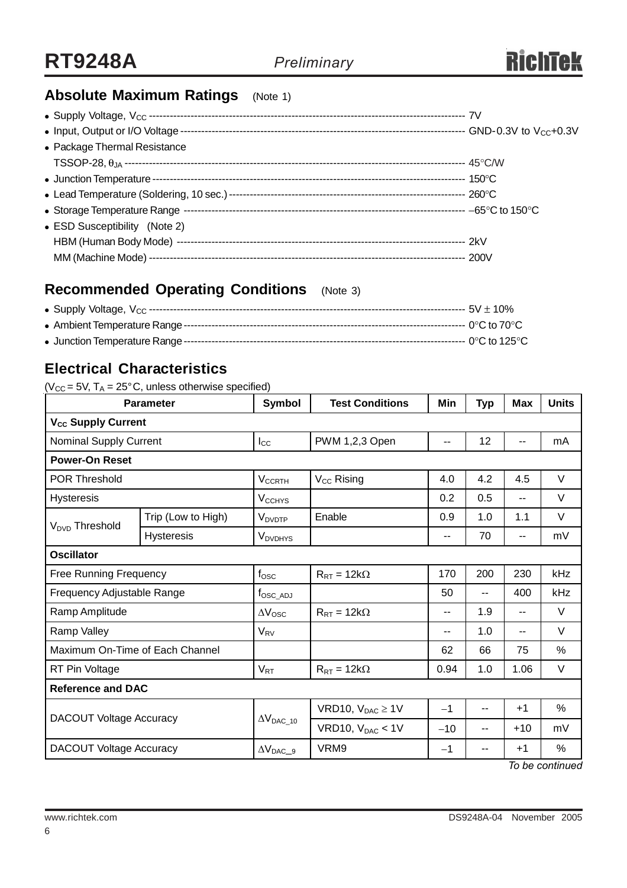## Absolute Maximum Ratings (Note 1)

- Supply Voltage, $V_{CC}$ ---------------------------------------------------- 7V
- Input, Output or I/O Voltage -------------------------------------------- GND-0.3V to $V_{CC}$+0.3V
- Package Thermal Resistance
  TSSOP-28, $\theta_{JA}$ ---------------------------------------------------- 45°C/W
- Junction Temperature ---------------------------------------------------- 150°C
- Lead Temperature (Soldering, 10 sec.) ------------------------------------ 260°C
- Storage Temperature Range ----------------------------------------------- −65°C to 150°C
- ESD Susceptibility (Note 2)
  HBM (Human Body Mode) ------------------------------------------------ 2kV
  MM (Machine Mode) ----------------------------------------------------- 200V

## Recommended Operating Conditions (Note 3)

- Supply Voltage, $V_{CC}$ ---------------------------------------------------- 5V ± 10%
- Ambient Temperature Range ---------------------------------------------- 0°C to 70°C
- Junction Temperature Range ---------------------------------------------- 0°C to 125°C

## Electrical Characteristics

($V_{CC}$ = 5V, $T_A$ = 25°C, unless otherwise specified)

| Parameter | | Symbol | Test Conditions | Min | Typ | Max | Units |
|---|---|---|---|---|---|---|---|
| **$V_{CC}$ Supply Current** | | | | | | | |
| Nominal Supply Current | | $I_{CC}$ | PWM 1,2,3 Open | -- | 12 | -- | mA |
| **Power-On Reset** | | | | | | | |
| POR Threshold | | $V_{CCRTH}$ | $V_{CC}$ Rising | 4.0 | 4.2 | 4.5 | V |
| Hysteresis | | $V_{CCHYS}$ | | 0.2 | 0.5 | -- | V |
| $V_{DVD}$ Threshold | Trip (Low to High) | $V_{DVDTP}$ | Enable | 0.9 | 1.0 | 1.1 | V |
| | Hysteresis | $V_{DVDHYS}$ | | -- | 70 | -- | mV |
| **Oscillator** | | | | | | | |
| Free Running Frequency | | $f_{OSC}$ | $R_{RT}$ = 12kΩ | 170 | 200 | 230 | kHz |
| Frequency Adjustable Range | | $f_{OSC\_ADJ}$ | | 50 | -- | 400 | kHz |
| Ramp Amplitude | | $\Delta V_{OSC}$ | $R_{RT}$ = 12kΩ | -- | 1.9 | -- | V |
| Ramp Valley | | $V_{RV}$ | | -- | 1.0 | -- | V |
| Maximum On-Time of Each Channel | | | | 62 | 66 | 75 | % |
| RT Pin Voltage | | $V_{RT}$ | $R_{RT}$ = 12kΩ | 0.94 | 1.0 | 1.06 | V |
| **Reference and DAC** | | | | | | | |
| DACOUT Voltage Accuracy | | $\Delta V_{DAC\_10}$ | VRD10, $V_{DAC}$ ≥ 1V | −1 | -- | +1 | % |
| | | | VRD10, $V_{DAC}$ < 1V | −10 | -- | +10 | mV |
| DACOUT Voltage Accuracy | | $\Delta V_{DAC\_9}$ | VRM9 | −1 | -- | +1 | % |

*To be continued*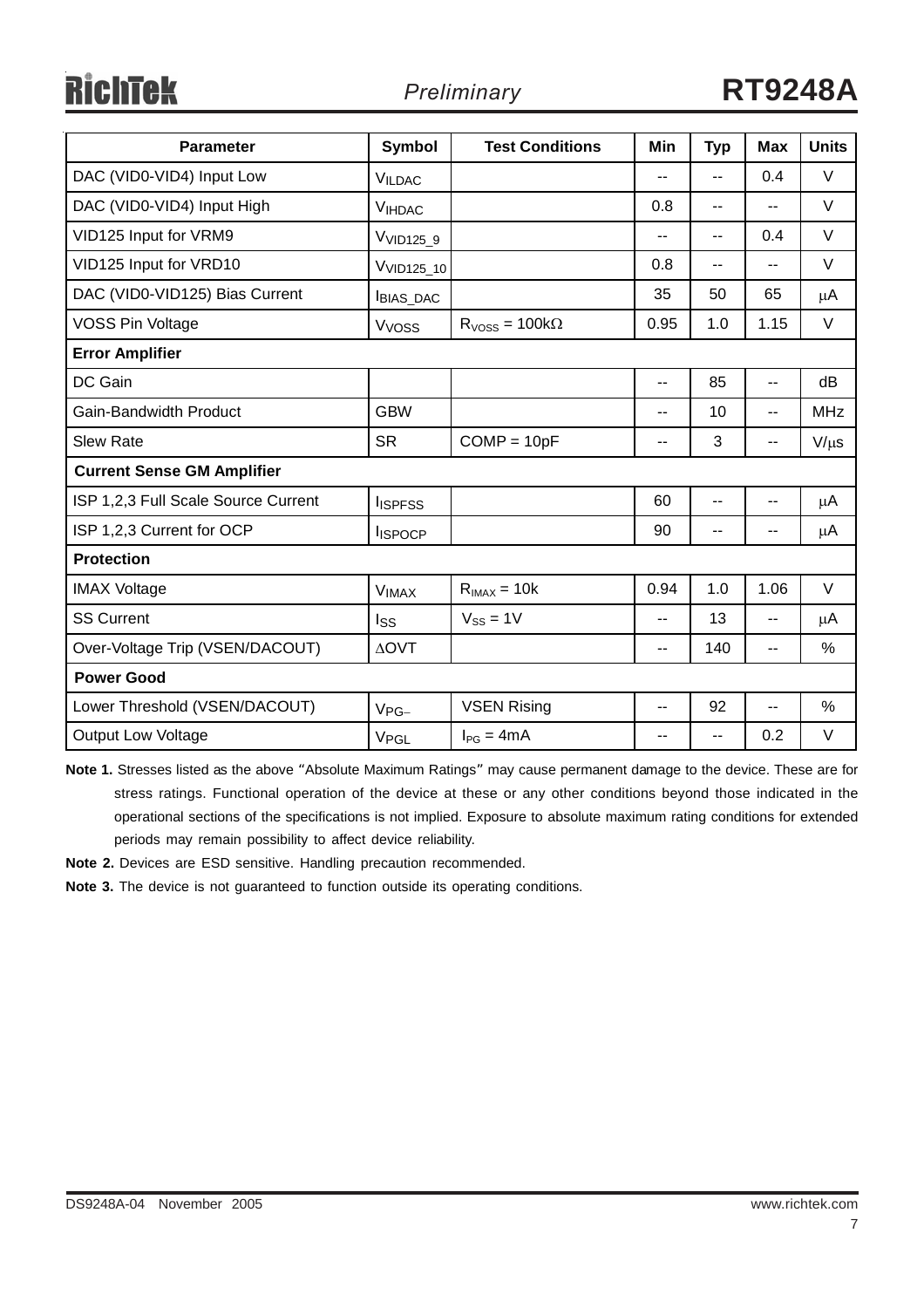| Parameter | Symbol | Test Conditions | Min | Typ | Max | Units |
|---|---|---|---|---|---|---|
| DAC (VID0-VID4) Input Low | $V_{ILDAC}$ | | -- | -- | 0.4 | V |
| DAC (VID0-VID4) Input High | $V_{IHDAC}$ | | 0.8 | -- | -- | V |
| VID125 Input for VRM9 | $V_{VID125\_9}$ | | -- | -- | 0.4 | V |
| VID125 Input for VRD10 | $V_{VID125\_10}$ | | 0.8 | -- | -- | V |
| DAC (VID0-VID125) Bias Current | $I_{BIAS\_DAC}$ | | 35 | 50 | 65 | μA |
| VOSS Pin Voltage | $V_{VOSS}$ | $R_{VOSS}$ = 100kΩ | 0.95 | 1.0 | 1.15 | V |
| **Error Amplifier** | | | | | | |
| DC Gain | | | -- | 85 | -- | dB |
| Gain-Bandwidth Product | GBW | | -- | 10 | -- | MHz |
| Slew Rate | SR | COMP = 10pF | -- | 3 | -- | V/μs |
| **Current Sense GM Amplifier** | | | | | | |
| ISP 1,2,3 Full Scale Source Current | $I_{ISPFSS}$ | | 60 | -- | -- | μA |
| ISP 1,2,3 Current for OCP | $I_{ISPOCP}$ | | 90 | -- | -- | μA |
| **Protection** | | | | | | |
| IMAX Voltage | $V_{IMAX}$ | $R_{IMAX}$ = 10k | 0.94 | 1.0 | 1.06 | V |
| SS Current | $I_{SS}$ | $V_{SS}$ = 1V | -- | 13 | -- | μA |
| Over-Voltage Trip (VSEN/DACOUT) | ΔOVT | | -- | 140 | -- | % |
| **Power Good** | | | | | | |
| Lower Threshold (VSEN/DACOUT) | $V_{PG-}$ | VSEN Rising | -- | 92 | -- | % |
| Output Low Voltage | $V_{PGL}$ | $I_{PG}$ = 4mA | -- | -- | 0.2 | V |

**Note 1.** Stresses listed as the above "Absolute Maximum Ratings" may cause permanent damage to the device. These are for stress ratings. Functional operation of the device at these or any other conditions beyond those indicated in the operational sections of the specifications is not implied. Exposure to absolute maximum rating conditions for extended periods may remain possibility to affect device reliability.

**Note 2.** Devices are ESD sensitive. Handling precaution recommended.

**Note 3.** The device is not guaranteed to function outside its operating conditions.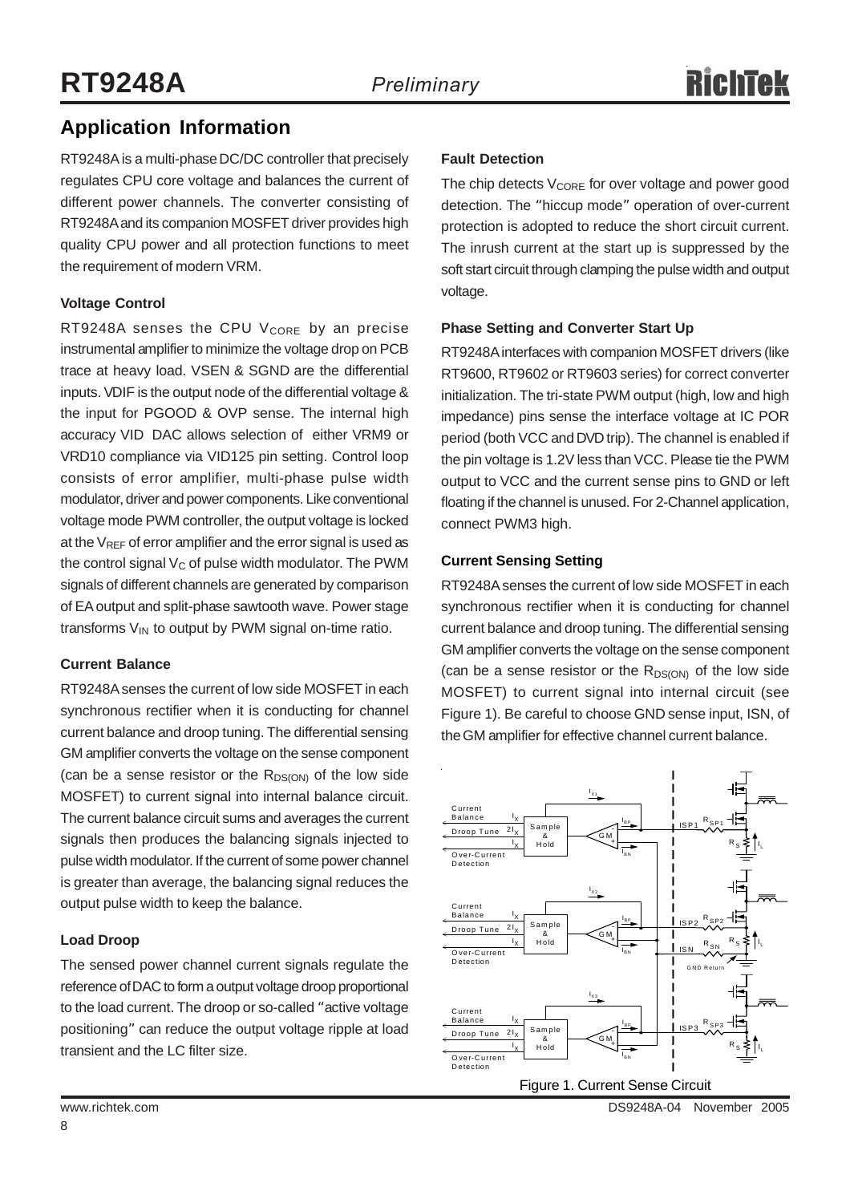## Application Information

RT9248A is a multi-phase DC/DC controller that precisely regulates CPU core voltage and balances the current of different power channels. The converter consisting of RT9248A and its companion MOSFET driver provides high quality CPU power and all protection functions to meet the requirement of modern VRM.

### Voltage Control

RT9248A senses the CPU $V_{CORE}$ by an precise instrumental amplifier to minimize the voltage drop on PCB trace at heavy load. VSEN & SGND are the differential inputs. VDIF is the output node of the differential voltage & the input for PGOOD & OVP sense. The internal high accuracy VID DAC allows selection of either VRM9 or VRD10 compliance via VID125 pin setting. Control loop consists of error amplifier, multi-phase pulse width modulator, driver and power components. Like conventional voltage mode PWM controller, the output voltage is locked at the $V_{REF}$ of error amplifier and the error signal is used as the control signal $V_C$ of pulse width modulator. The PWM signals of different channels are generated by comparison of EA output and split-phase sawtooth wave. Power stage transforms $V_{IN}$ to output by PWM signal on-time ratio.

### Current Balance

RT9248A senses the current of low side MOSFET in each synchronous rectifier when it is conducting for channel current balance and droop tuning. The differential sensing GM amplifier converts the voltage on the sense component (can be a sense resistor or the $R_{DS(ON)}$ of the low side MOSFET) to current signal into internal balance circuit. The current balance circuit sums and averages the current signals then produces the balancing signals injected to pulse width modulator. If the current of some power channel is greater than average, the balancing signal reduces the output pulse width to keep the balance.

### Load Droop

The sensed power channel current signals regulate the reference of DAC to form a output voltage droop proportional to the load current. The droop or so-called "active voltage positioning" can reduce the output voltage ripple at load transient and the LC filter size.

### Fault Detection

The chip detects $V_{CORE}$ for over voltage and power good detection. The "hiccup mode" operation of over-current protection is adopted to reduce the short circuit current. The inrush current at the start up is suppressed by the soft start circuit through clamping the pulse width and output voltage.

### Phase Setting and Converter Start Up

RT9248A interfaces with companion MOSFET drivers (like RT9600, RT9602 or RT9603 series) for correct converter initialization. The tri-state PWM output (high, low and high impedance) pins sense the interface voltage at IC POR period (both VCC and DVD trip). The channel is enabled if the pin voltage is 1.2V less than VCC. Please tie the PWM output to VCC and the current sense pins to GND or left floating if the channel is unused. For 2-Channel application, connect PWM3 high.

### Current Sensing Setting

RT9248A senses the current of low side MOSFET in each synchronous rectifier when it is conducting for channel current balance and droop tuning. The differential sensing GM amplifier converts the voltage on the sense component (can be a sense resistor or the $R_{DS(ON)}$ of the low side MOSFET) to current signal into internal circuit (see Figure 1). Be careful to choose GND sense input, ISN, of the GM amplifier for effective channel current balance.

Figure 1. Current Sense Circuit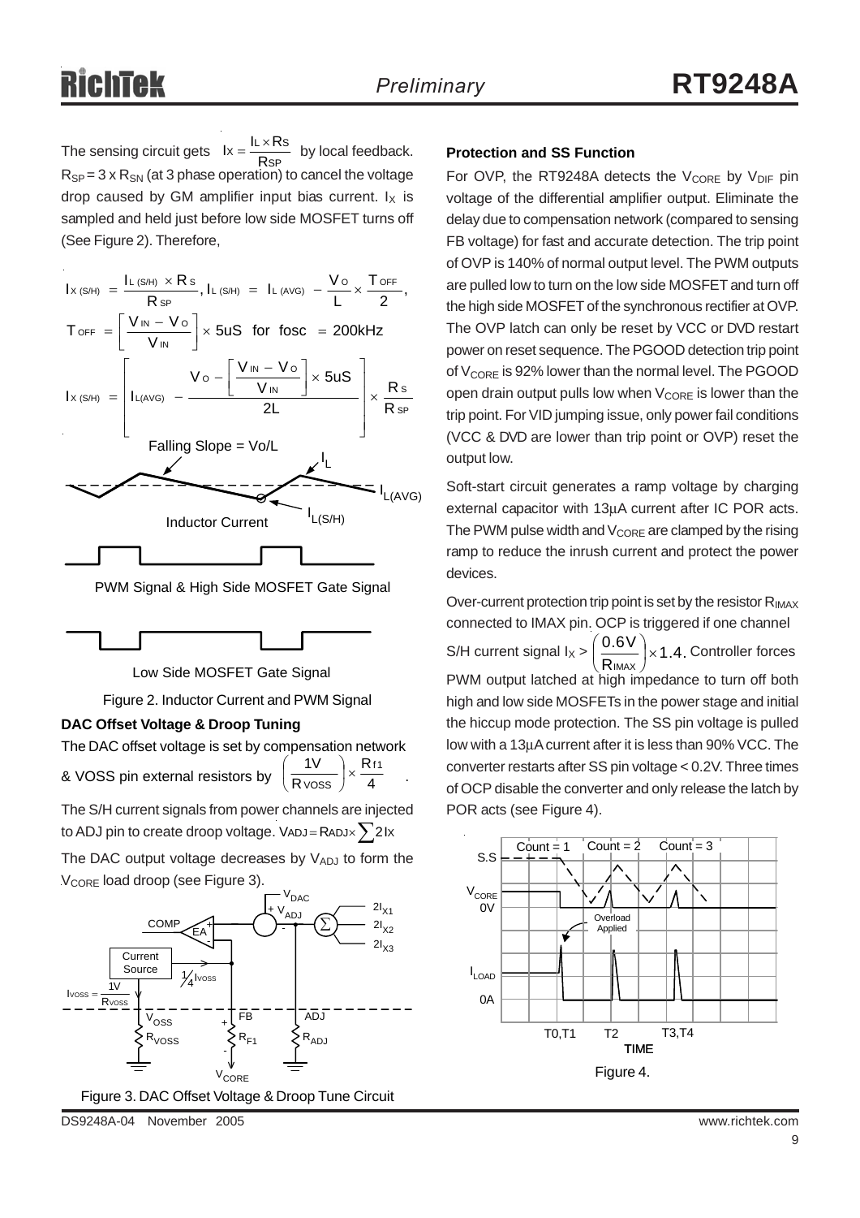The sensing circuit gets $I_X = \frac{I_L \times R_S}{R_{SP}}$ by local feedback. $R_{SP} = 3 \times R_{SN}$ (at 3 phase operation) to cancel the voltage drop caused by GM amplifier input bias current. $I_X$ is sampled and held just before low side MOSFET turns off (See Figure 2). Therefore,

$$I_{X\,(S/H)} = \frac{I_{L\,(S/H)} \times R_S}{R_{SP}},\ I_{L\,(S/H)} = I_{L\,(AVG)} - \frac{V_O}{L} \times \frac{T_{OFF}}{2},$$

$$T_{OFF} = \left[\frac{V_{IN} - V_O}{V_{IN}}\right] \times 5uS \quad \text{for fosc} = 200kHz$$

$$I_{X\,(S/H)} = \left[I_{L(AVG)} - \frac{V_O - \left[\frac{V_{IN} - V_O}{V_{IN}}\right] \times 5uS}{2L}\right] \times \frac{R_S}{R_{SP}}$$

Falling Slope = Vo/L

Figure 2. Inductor Current and PWM Signal

**DAC Offset Voltage & Droop Tuning**

The DAC offset voltage is set by compensation network & VOSS pin external resistors by $\left(\frac{1V}{R_{VOSS}}\right) \times \frac{R_{f1}}{4}$.

The S/H current signals from power channels are injected to ADJ pin to create droop voltage. $V_{ADJ} = R_{ADJ} \times \sum 2I_X$

The DAC output voltage decreases by $V_{ADJ}$ to form the $V_{CORE}$ load droop (see Figure 3).

Figure 3. DAC Offset Voltage & Droop Tune Circuit

**Protection and SS Function**

For OVP, the RT9248A detects the $V_{CORE}$ by $V_{DIF}$ pin voltage of the differential amplifier output. Eliminate the delay due to compensation network (compared to sensing FB voltage) for fast and accurate detection. The trip point of OVP is 140% of normal output level. The PWM outputs are pulled low to turn on the low side MOSFET and turn off the high side MOSFET of the synchronous rectifier at OVP. The OVP latch can only be reset by VCC or DVD restart power on reset sequence. The PGOOD detection trip point of $V_{CORE}$ is 92% lower than the normal level. The PGOOD open drain output pulls low when $V_{CORE}$ is lower than the trip point. For VID jumping issue, only power fail conditions (VCC & DVD are lower than trip point or OVP) reset the output low.

Soft-start circuit generates a ramp voltage by charging external capacitor with 13µA current after IC POR acts. The PWM pulse width and $V_{CORE}$ are clamped by the rising ramp to reduce the inrush current and protect the power devices.

Over-current protection trip point is set by the resistor $R_{IMAX}$ connected to IMAX pin. OCP is triggered if one channel S/H current signal $I_X > \left(\frac{0.6V}{R_{IMAX}}\right) \times 1.4$. Controller forces PWM output latched at high impedance to turn off both high and low side MOSFETs in the power stage and initial the hiccup mode protection. The SS pin voltage is pulled low with a 13µA current after it is less than 90% VCC. The converter restarts after SS pin voltage < 0.2V. Three times of OCP disable the converter and only release the latch by POR acts (see Figure 4).

Figure 4.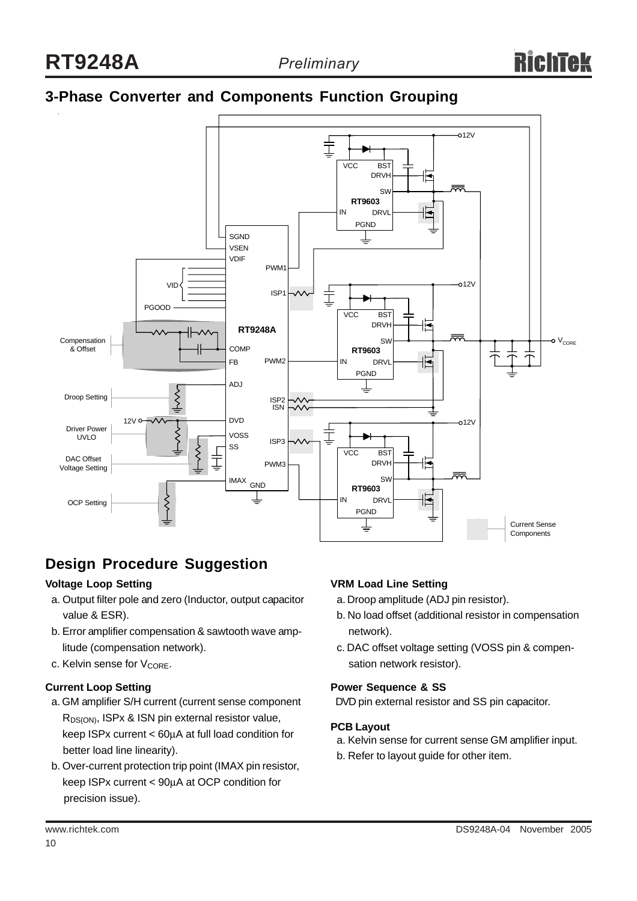## 3-Phase Converter and Components Function Grouping

## Design Procedure Suggestion

**Voltage Loop Setting**

a. Output filter pole and zero (Inductor, output capacitor value & ESR).

b. Error amplifier compensation & sawtooth wave amplitude (compensation network).

c. Kelvin sense for $V_{CORE}$.

**Current Loop Setting**

a. GM amplifier S/H current (current sense component $R_{DS(ON)}$, ISPx & ISN pin external resistor value, keep ISPx current < 60μA at full load condition for better load line linearity).

b. Over-current protection trip point (IMAX pin resistor, keep ISPx current < 90μA at OCP condition for precision issue).

**VRM Load Line Setting**

a. Droop amplitude (ADJ pin resistor).

b. No load offset (additional resistor in compensation network).

c. DAC offset voltage setting (VOSS pin & compensation network resistor).

**Power Sequence & SS**

DVD pin external resistor and SS pin capacitor.

**PCB Layout**

a. Kelvin sense for current sense GM amplifier input.

b. Refer to layout guide for other item.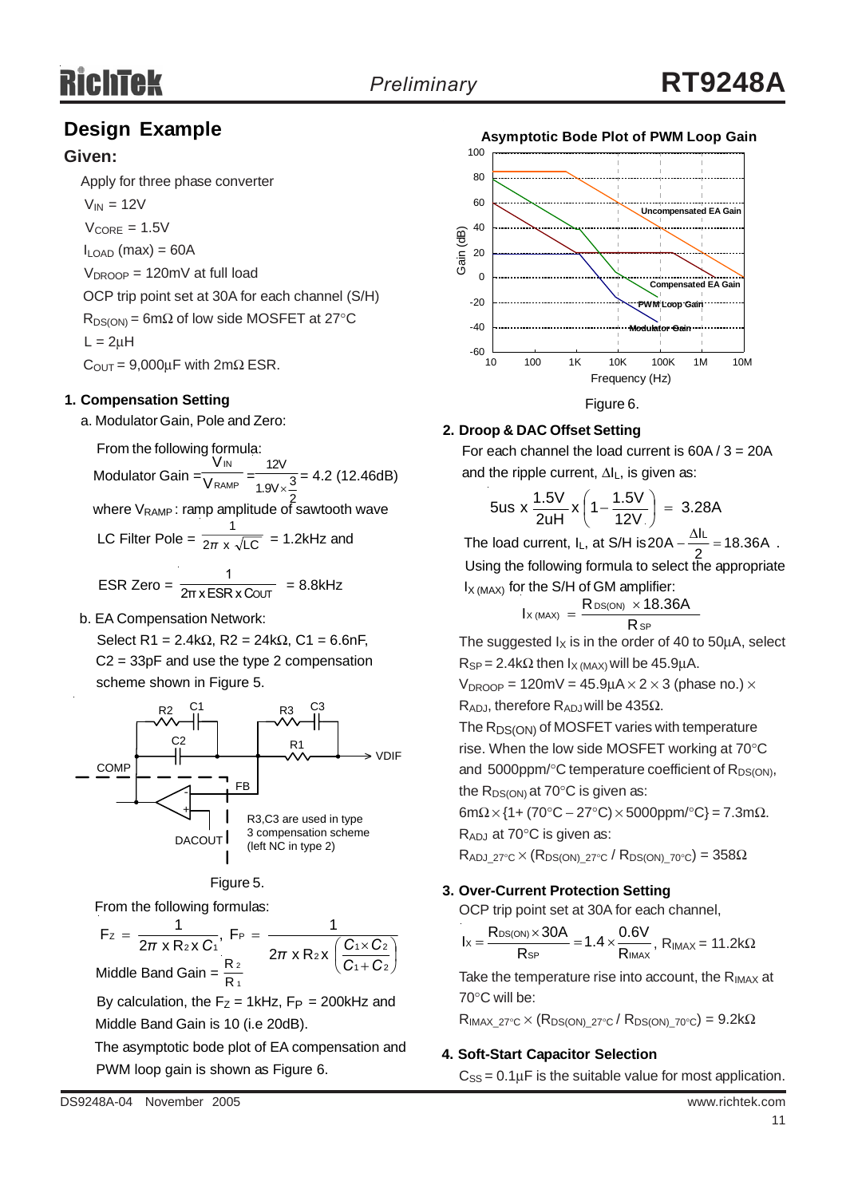## Design Example

### Given:

Apply for three phase converter

$V_{IN}$ = 12V

$V_{CORE}$ = 1.5V

$I_{LOAD}$ (max) = 60A

$V_{DROOP}$ = 120mV at full load

OCP trip point set at 30A for each channel (S/H)

$R_{DS(ON)}$ = 6mΩ of low side MOSFET at 27°C

L = 2μH

$C_{OUT}$ = 9,000μF with 2mΩ ESR.

**1. Compensation Setting**

a. Modulator Gain, Pole and Zero:

From the following formula:

$$\text{Modulator Gain} = \frac{V_{IN}}{V_{RAMP}} = \frac{12V}{1.9V \times \frac{3}{2}} = 4.2 \text{ (12.46dB)}$$

where $V_{RAMP}$ : ramp amplitude of sawtooth wave

$$\text{LC Filter Pole} = \frac{1}{2\pi \times \sqrt{LC}} = 1.2\text{kHz and}$$

$$\text{ESR Zero} = \frac{1}{2\pi \times ESR \times C_{OUT}} = 8.8\text{kHz}$$

b. EA Compensation Network:

Select R1 = 2.4kΩ, R2 = 24kΩ, C1 = 6.6nF, C2 = 33pF and use the type 2 compensation scheme shown in Figure 5.

Figure 5.

From the following formulas:

$$F_Z = \frac{1}{2\pi \times R_2 \times C_1},\ F_P = \frac{1}{2\pi \times R_2 \times \left(\frac{C_1 \times C_2}{C_1 + C_2}\right)}$$

$$\text{Middle Band Gain} = \frac{R_2}{R_1}$$

By calculation, the $F_Z$ = 1kHz, $F_P$ = 200kHz and Middle Band Gain is 10 (i.e 20dB).

The asymptotic bode plot of EA compensation and PWM loop gain is shown as Figure 6.

Figure 6.

**2. Droop & DAC Offset Setting**

For each channel the load current is 60A / 3 = 20A and the ripple current, $\Delta I_L$, is given as:

$$5\text{us} \times \frac{1.5V}{2\text{uH}} \times \left(1 - \frac{1.5V}{12V}\right) = 3.28A$$

The load current, $I_L$, at S/H is $20A - \frac{\Delta I_L}{2} = 18.36A$ .

Using the following formula to select the appropriate $I_{X\,(MAX)}$ for the S/H of GM amplifier:

$$I_{X\,(MAX)} = \frac{R_{DS(ON)} \times 18.36A}{R_{SP}}$$

The suggested $I_X$ is in the order of 40 to 50μA, select $R_{SP}$ = 2.4kΩ then $I_{X\,(MAX)}$ will be 45.9μA.

$V_{DROOP}$ = 120mV = 45.9μA × 2 × 3 (phase no.) × $R_{ADJ}$, therefore $R_{ADJ}$ will be 435Ω.

The $R_{DS(ON)}$ of MOSFET varies with temperature rise. When the low side MOSFET working at 70°C and 5000ppm/°C temperature coefficient of $R_{DS(ON)}$, the $R_{DS(ON)}$ at 70°C is given as:

6mΩ × {1+ (70°C − 27°C) × 5000ppm/°C} = 7.3mΩ.

$R_{ADJ}$ at 70°C is given as:

$R_{ADJ\_27°C}$ × ($R_{DS(ON)\_27°C}$ / $R_{DS(ON)\_70°C}$) = 358Ω

**3. Over-Current Protection Setting**

OCP trip point set at 30A for each channel,

$$I_X = \frac{R_{DS(ON)} \times 30A}{R_{SP}} = 1.4 \times \frac{0.6V}{R_{IMAX}},\ R_{IMAX} = 11.2k\Omega$$

Take the temperature rise into account, the $R_{IMAX}$ at 70°C will be:

$R_{IMAX\_27°C}$ × ($R_{DS(ON)\_27°C}$ / $R_{DS(ON)\_70°C}$) = 9.2kΩ

**4. Soft-Start Capacitor Selection**

$C_{SS}$ = 0.1μF is the suitable value for most application.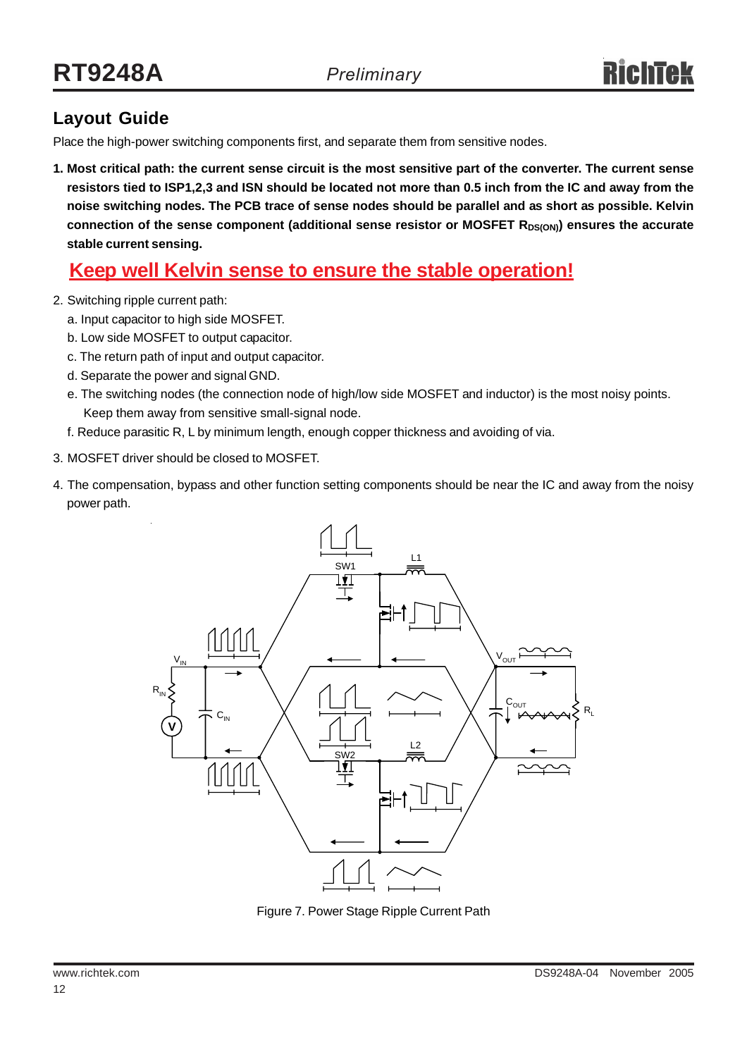## Layout Guide

Place the high-power switching components first, and separate them from sensitive nodes.

1. **Most critical path: the current sense circuit is the most sensitive part of the converter. The current sense resistors tied to ISP1,2,3 and ISN should be located not more than 0.5 inch from the IC and away from the noise switching nodes. The PCB trace of sense nodes should be parallel and as short as possible. Kelvin connection of the sense component (additional sense resistor or MOSFET $R_{DS(ON)}$) ensures the accurate stable current sensing.**

   **Keep well Kelvin sense to ensure the stable operation!**

2. Switching ripple current path:
   a. Input capacitor to high side MOSFET.
   b. Low side MOSFET to output capacitor.
   c. The return path of input and output capacitor.
   d. Separate the power and signal GND.
   e. The switching nodes (the connection node of high/low side MOSFET and inductor) is the most noisy points. Keep them away from sensitive small-signal node.
   f. Reduce parasitic R, L by minimum length, enough copper thickness and avoiding of via.

3. MOSFET driver should be closed to MOSFET.

4. The compensation, bypass and other function setting components should be near the IC and away from the noisy power path.

Figure 7. Power Stage Ripple Current Path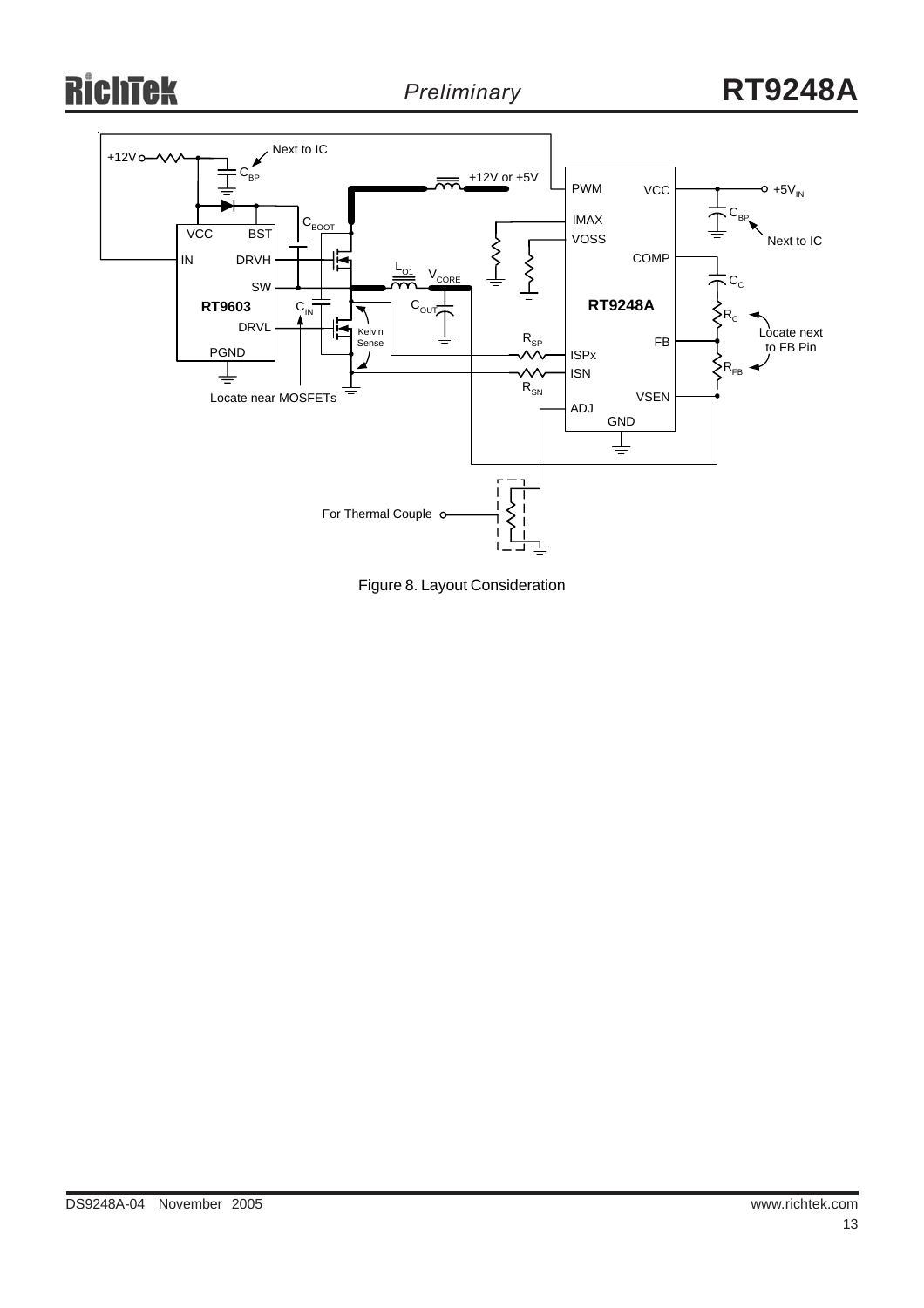Figure 8. Layout Consideration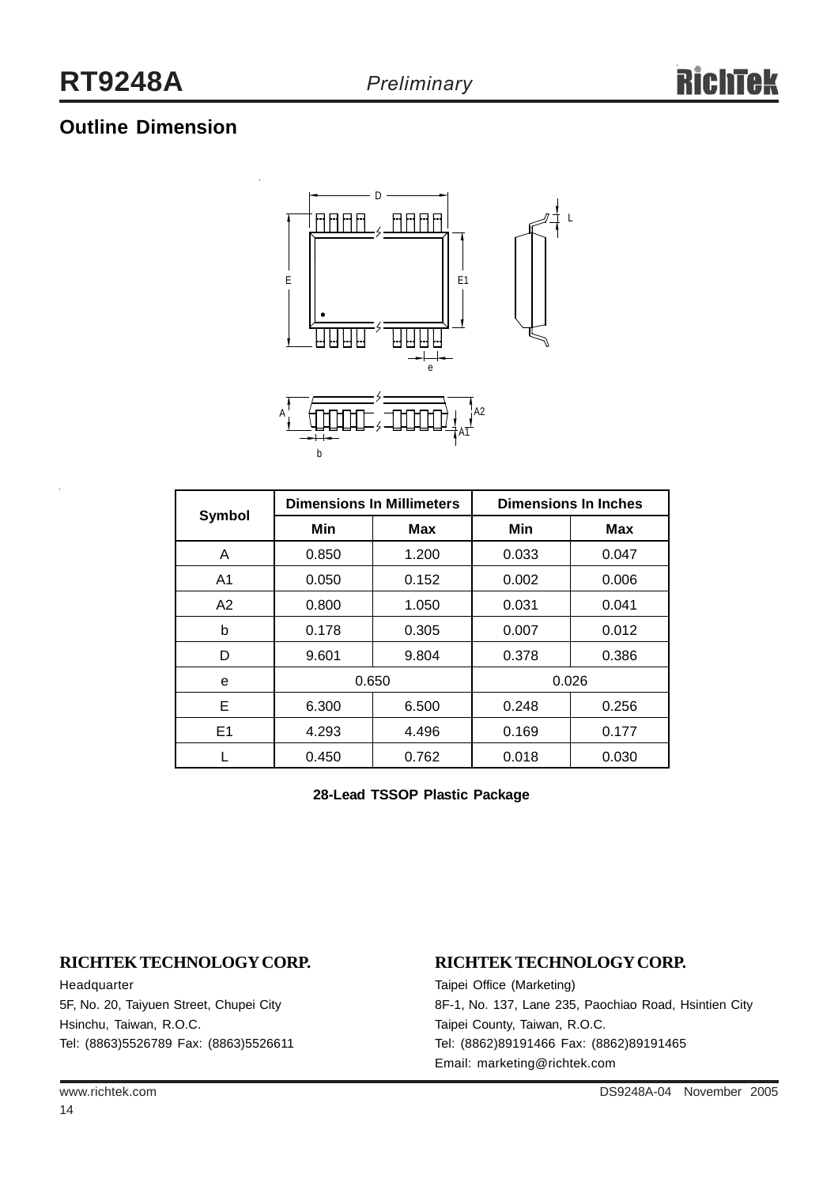## Outline Dimension

D

L

E

E1

e

A

A2

A1

b

| Symbol | Dimensions In Millimeters | | Dimensions In Inches | |
|---|---|---|---|---|
| | Min | Max | Min | Max |
| A | 0.850 | 1.200 | 0.033 | 0.047 |
| A1 | 0.050 | 0.152 | 0.002 | 0.006 |
| A2 | 0.800 | 1.050 | 0.031 | 0.041 |
| b | 0.178 | 0.305 | 0.007 | 0.012 |
| D | 9.601 | 9.804 | 0.378 | 0.386 |
| e | 0.650 | | 0.026 | |
| E | 6.300 | 6.500 | 0.248 | 0.256 |
| E1 | 4.293 | 4.496 | 0.169 | 0.177 |
| L | 0.450 | 0.762 | 0.018 | 0.030 |

**28-Lead TSSOP Plastic Package**

**RICHTEK TECHNOLOGY CORP.**

Headquarter
5F, No. 20, Taiyuen Street, Chupei City
Hsinchu, Taiwan, R.O.C.
Tel: (8863)5526789 Fax: (8863)5526611

**RICHTEK TECHNOLOGY CORP.**

Taipei Office (Marketing)
8F-1, No. 137, Lane 235, Paochiao Road, Hsintien City
Taipei County, Taiwan, R.O.C.
Tel: (8862)89191466 Fax: (8862)89191465
Email: marketing@richtek.com